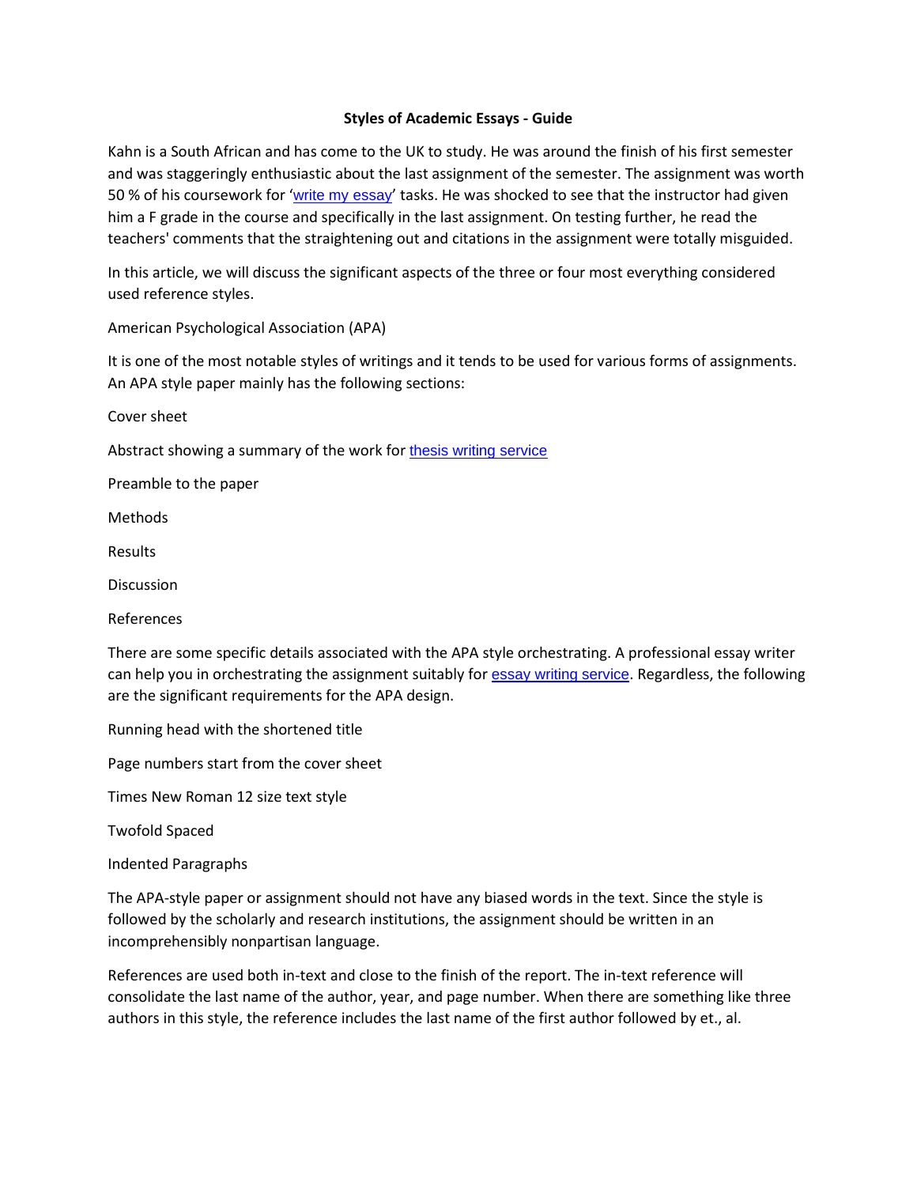**Styles of Academic Essays - Guide**

Kahn is a South African and has come to the UK to study. He was around the finish of his first semester and was staggeringly enthusiastic about the last assignment of the semester. The assignment was worth 50 % of his coursework for 'write my essay' tasks. He was shocked to see that the instructor had given him a F grade in the course and specifically in the last assignment. On testing further, he read the teachers' comments that the straightening out and citations in the assignment were totally misguided.

In this article, we will discuss the significant aspects of the three or four most everything considered used reference styles.

American Psychological Association (APA)

It is one of the most notable styles of writings and it tends to be used for various forms of assignments. An APA style paper mainly has the following sections:

Cover sheet

Abstract showing a summary of the work for thesis writing service

Preamble to the paper

Methods

Results

Discussion

References

There are some specific details associated with the APA style orchestrating. A professional essay writer can help you in orchestrating the assignment suitably for essay writing service. Regardless, the following are the significant requirements for the APA design.

Running head with the shortened title

Page numbers start from the cover sheet

Times New Roman 12 size text style

Twofold Spaced

Indented Paragraphs

The APA-style paper or assignment should not have any biased words in the text. Since the style is followed by the scholarly and research institutions, the assignment should be written in an incomprehensibly nonpartisan language.

References are used both in-text and close to the finish of the report. The in-text reference will consolidate the last name of the author, year, and page number. When there are something like three authors in this style, the reference includes the last name of the first author followed by et., al.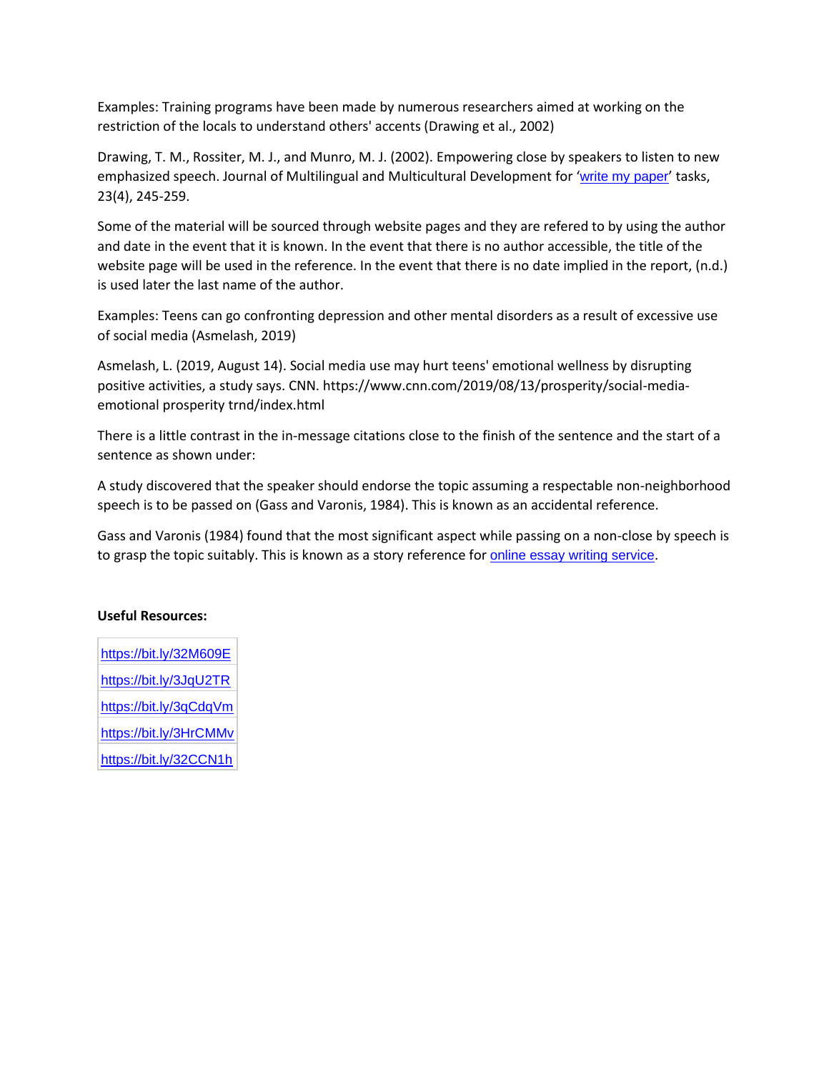Examples: Training programs have been made by numerous researchers aimed at working on the restriction of the locals to understand others' accents (Drawing et al., 2002)

Drawing, T. M., Rossiter, M. J., and Munro, M. J. (2002). Empowering close by speakers to listen to new emphasized speech. Journal of Multilingual and Multicultural Development for '[write my paper]' tasks, 23(4), 245-259.

Some of the material will be sourced through website pages and they are refered to by using the author and date in the event that it is known. In the event that there is no author accessible, the title of the website page will be used in the reference. In the event that there is no date implied in the report, (n.d.) is used later the last name of the author.

Examples: Teens can go confronting depression and other mental disorders as a result of excessive use of social media (Asmelash, 2019)

Asmelash, L. (2019, August 14). Social media use may hurt teens' emotional wellness by disrupting positive activities, a study says. CNN. https://www.cnn.com/2019/08/13/prosperity/social-media-emotional prosperity trnd/index.html

There is a little contrast in the in-message citations close to the finish of the sentence and the start of a sentence as shown under:

A study discovered that the speaker should endorse the topic assuming a respectable non-neighborhood speech is to be passed on (Gass and Varonis, 1984). This is known as an accidental reference.

Gass and Varonis (1984) found that the most significant aspect while passing on a non-close by speech is to grasp the topic suitably. This is known as a story reference for [online essay writing service].

**Useful Resources:**

| |
|---|
| https://bit.ly/32M609E |
| https://bit.ly/3JqU2TR |
| https://bit.ly/3qCdqVm |
| https://bit.ly/3HrCMMv |
| https://bit.ly/32CCN1h |